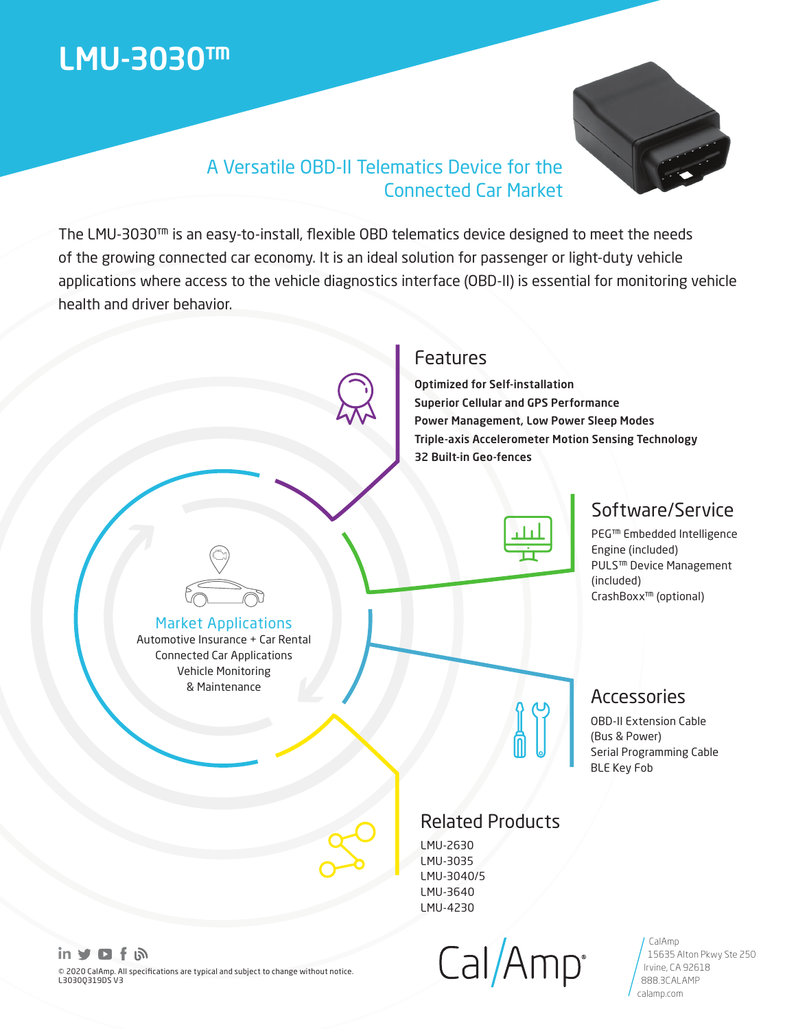# LMU-3030™

## A Versatile OBD-II Telematics Device for the Connected Car Market

The LMU-3030™ is an easy-to-install, flexible OBD telematics device designed to meet the needs of the growing connected car economy. It is an ideal solution for passenger or light-duty vehicle applications where access to the vehicle diagnostics interface (OBD-II) is essential for monitoring vehicle health and driver behavior.

### Features

**Optimized for Self-installation**
**Superior Cellular and GPS Performance**
**Power Management, Low Power Sleep Modes**
**Triple-axis Accelerometer Motion Sensing Technology**
**32 Built-in Geo-fences**

### Market Applications

Automotive Insurance + Car Rental
Connected Car Applications
Vehicle Monitoring
& Maintenance

### Software/Service

PEG™ Embedded Intelligence Engine (included)
PULS™ Device Management (included)
CrashBoxx™ (optional)

### Accessories

OBD-II Extension Cable (Bus & Power)
Serial Programming Cable
BLE Key Fob

### Related Products

LMU-2630
LMU-3035
LMU-3040/5
LMU-3640
LMU-4230

© 2020 CalAmp. All specifications are typical and subject to change without notice.
L3030Q319DS V3

CalAmp
15635 Alton Pkwy Ste 250
Irvine, CA 92618
888.3CALAMP
calamp.com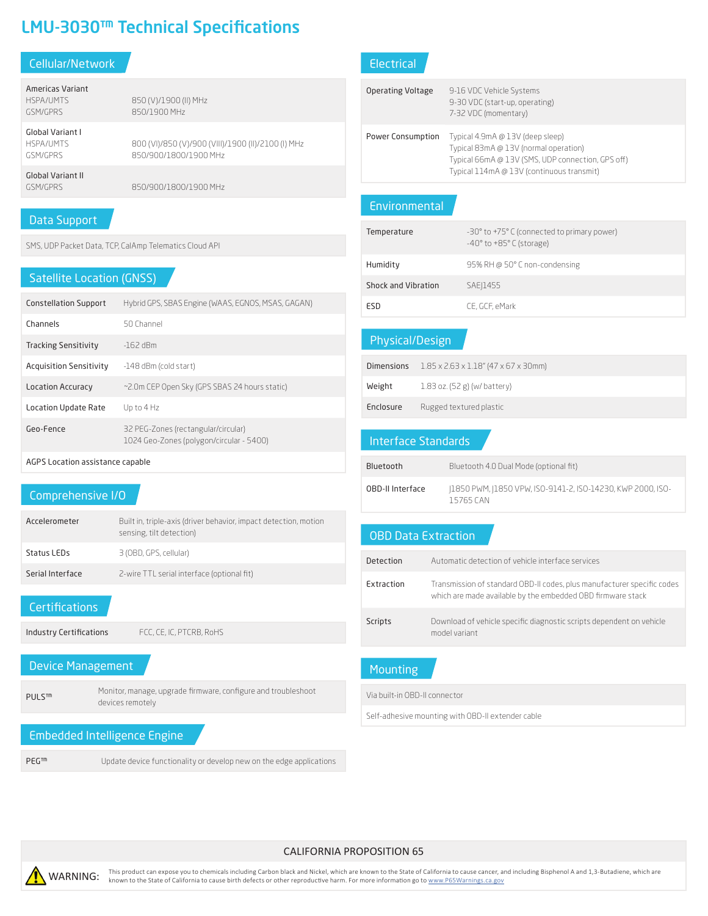# LMU-3030™ Technical Specifications

## Cellular/Network

| | |
|---|---|
| **Americas Variant** | |
| HSPA/UMTS | 850 (V)/1900 (II) MHz |
| GSM/GPRS | 850/1900 MHz |
| **Global Variant I** | |
| HSPA/UMTS | 800 (VI)/850 (V)/900 (VIII)/1900 (II)/2100 (I) MHz |
| GSM/GPRS | 850/900/1800/1900 MHz |
| **Global Variant II** | |
| GSM/GPRS | 850/900/1800/1900 MHz |

## Data Support

SMS, UDP Packet Data, TCP, CalAmp Telematics Cloud API

## Satellite Location (GNSS)

| | |
|---|---|
| Constellation Support | Hybrid GPS, SBAS Engine (WAAS, EGNOS, MSAS, GAGAN) |
| Channels | 50 Channel |
| Tracking Sensitivity | -162 dBm |
| Acquisition Sensitivity | -148 dBm (cold start) |
| Location Accuracy | ~2.0m CEP Open Sky (GPS SBAS 24 hours static) |
| Location Update Rate | Up to 4 Hz |
| Geo-Fence | 32 PEG-Zones (rectangular/circular)<br>1024 Geo-Zones (polygon/circular - 5400) |
| AGPS Location assistance capable | |

## Comprehensive I/O

| | |
|---|---|
| Accelerometer | Built in, triple-axis (driver behavior, impact detection, motion sensing, tilt detection) |
| Status LEDs | 3 (OBD, GPS, cellular) |
| Serial Interface | 2-wire TTL serial interface (optional fit) |

## Certifications

| | |
|---|---|
| Industry Certifications | FCC, CE, IC, PTCRB, RoHS |

## Device Management

| | |
|---|---|
| PULS™ | Monitor, manage, upgrade firmware, configure and troubleshoot devices remotely |

## Embedded Intelligence Engine

| | |
|---|---|
| PEG™ | Update device functionality or develop new on the edge applications |

## Electrical

| | |
|---|---|
| Operating Voltage | 9-16 VDC Vehicle Systems<br>9-30 VDC (start-up, operating)<br>7-32 VDC (momentary) |
| Power Consumption | Typical 4.9mA @ 13V (deep sleep)<br>Typical 83mA @ 13V (normal operation)<br>Typical 66mA @ 13V (SMS, UDP connection, GPS off)<br>Typical 114mA @ 13V (continuous transmit) |

## Environmental

| | |
|---|---|
| Temperature | -30° to +75° C (connected to primary power)<br>-40° to +85° C (storage) |
| Humidity | 95% RH @ 50° C non-condensing |
| Shock and Vibration | SAEJ1455 |
| ESD | CE, GCF, eMark |

## Physical/Design

| | |
|---|---|
| Dimensions | 1.85 x 2.63 x 1.18" (47 x 67 x 30mm) |
| Weight | 1.83 oz. (52 g) (w/ battery) |
| Enclosure | Rugged textured plastic |

## Interface Standards

| | |
|---|---|
| Bluetooth | Bluetooth 4.0 Dual Mode (optional fit) |
| OBD-II Interface | J1850 PWM, J1850 VPW, ISO-9141-2, ISO-14230, KWP 2000, ISO-15765 CAN |

## OBD Data Extraction

| | |
|---|---|
| Detection | Automatic detection of vehicle interface services |
| Extraction | Transmission of standard OBD-II codes, plus manufacturer specific codes which are made available by the embedded OBD firmware stack |
| Scripts | Download of vehicle specific diagnostic scripts dependent on vehicle model variant |

## Mounting

Via built-in OBD-II connector

Self-adhesive mounting with OBD-II extender cable

---

**CALIFORNIA PROPOSITION 65**

**WARNING:** This product can expose you to chemicals including Carbon black and Nickel, which are known to the State of California to cause cancer, and including Bisphenol A and 1,3-Butadiene, which are known to the State of California to cause birth defects or other reproductive harm. For more information go to www.P65Warnings.ca.gov